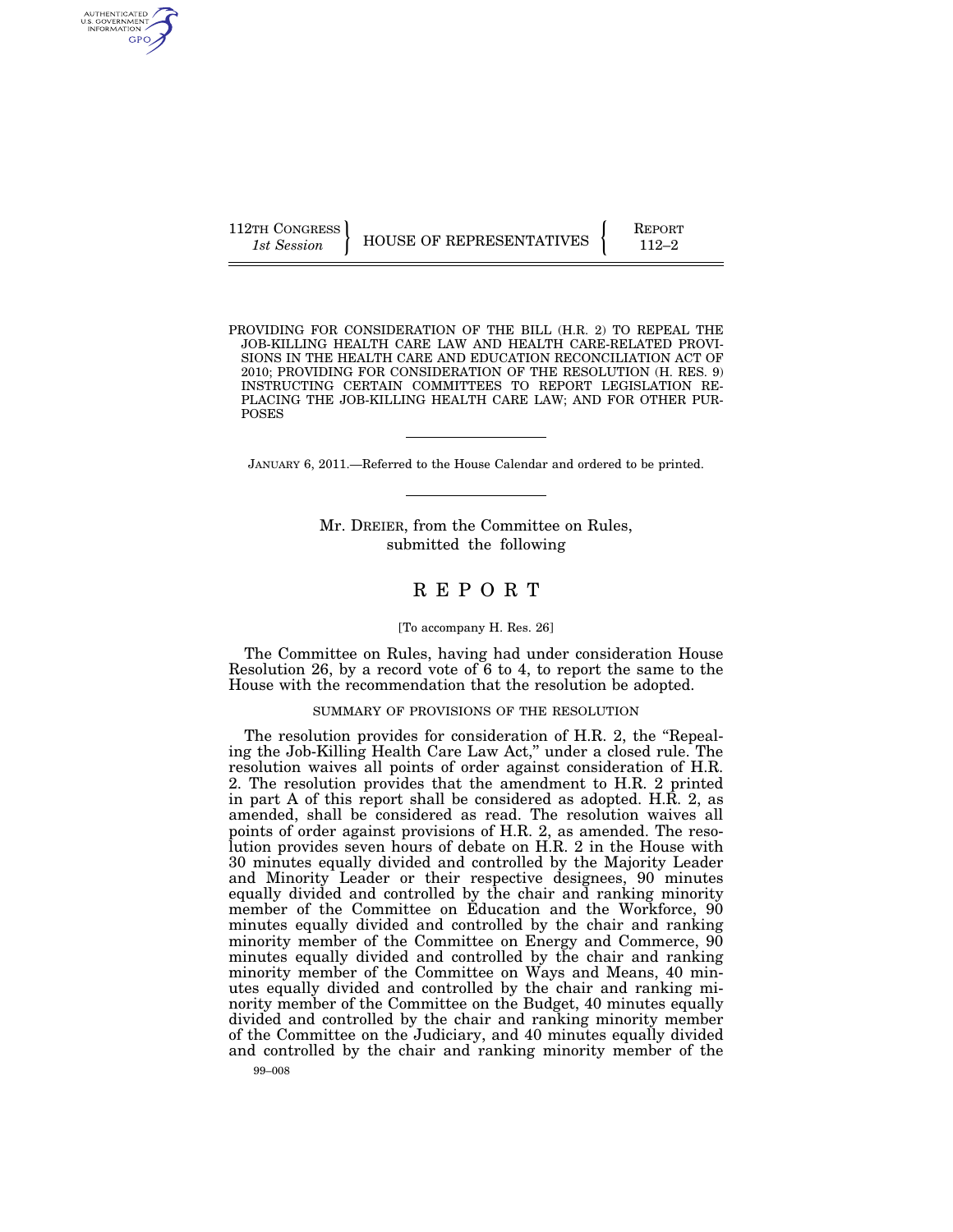112TH CONGRESS
*1st Session*

HOUSE OF REPRESENTATIVES

REPORT
112–2

PROVIDING FOR CONSIDERATION OF THE BILL (H.R. 2) TO REPEAL THE JOB-KILLING HEALTH CARE LAW AND HEALTH CARE-RELATED PROVISIONS IN THE HEALTH CARE AND EDUCATION RECONCILIATION ACT OF 2010; PROVIDING FOR CONSIDERATION OF THE RESOLUTION (H. RES. 9) INSTRUCTING CERTAIN COMMITTEES TO REPORT LEGISLATION REPLACING THE JOB-KILLING HEALTH CARE LAW; AND FOR OTHER PURPOSES

JANUARY 6, 2011.—Referred to the House Calendar and ordered to be printed.

Mr. DREIER, from the Committee on Rules, submitted the following

# REPORT

[To accompany H. Res. 26]

The Committee on Rules, having had under consideration House Resolution 26, by a record vote of 6 to 4, to report the same to the House with the recommendation that the resolution be adopted.

## SUMMARY OF PROVISIONS OF THE RESOLUTION

The resolution provides for consideration of H.R. 2, the "Repealing the Job-Killing Health Care Law Act," under a closed rule. The resolution waives all points of order against consideration of H.R. 2. The resolution provides that the amendment to H.R. 2 printed in part A of this report shall be considered as adopted. H.R. 2, as amended, shall be considered as read. The resolution waives all points of order against provisions of H.R. 2, as amended. The resolution provides seven hours of debate on H.R. 2 in the House with 30 minutes equally divided and controlled by the Majority Leader and Minority Leader or their respective designees, 90 minutes equally divided and controlled by the chair and ranking minority member of the Committee on Education and the Workforce, 90 minutes equally divided and controlled by the chair and ranking minority member of the Committee on Energy and Commerce, 90 minutes equally divided and controlled by the chair and ranking minority member of the Committee on Ways and Means, 40 minutes equally divided and controlled by the chair and ranking minority member of the Committee on the Budget, 40 minutes equally divided and controlled by the chair and ranking minority member of the Committee on the Judiciary, and 40 minutes equally divided and controlled by the chair and ranking minority member of the

99–008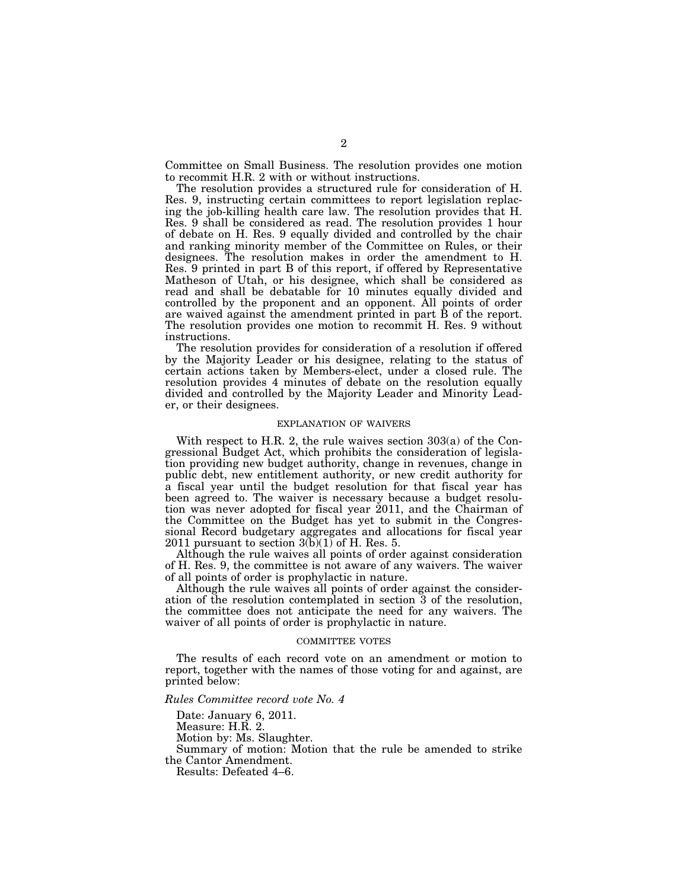Committee on Small Business. The resolution provides one motion to recommit H.R. 2 with or without instructions.

The resolution provides a structured rule for consideration of H. Res. 9, instructing certain committees to report legislation replacing the job-killing health care law. The resolution provides that H. Res. 9 shall be considered as read. The resolution provides 1 hour of debate on H. Res. 9 equally divided and controlled by the chair and ranking minority member of the Committee on Rules, or their designees. The resolution makes in order the amendment to H. Res. 9 printed in part B of this report, if offered by Representative Matheson of Utah, or his designee, which shall be considered as read and shall be debatable for 10 minutes equally divided and controlled by the proponent and an opponent. All points of order are waived against the amendment printed in part B of the report. The resolution provides one motion to recommit H. Res. 9 without instructions.

The resolution provides for consideration of a resolution if offered by the Majority Leader or his designee, relating to the status of certain actions taken by Members-elect, under a closed rule. The resolution provides 4 minutes of debate on the resolution equally divided and controlled by the Majority Leader and Minority Leader, or their designees.

## EXPLANATION OF WAIVERS

With respect to H.R. 2, the rule waives section 303(a) of the Congressional Budget Act, which prohibits the consideration of legislation providing new budget authority, change in revenues, change in public debt, new entitlement authority, or new credit authority for a fiscal year until the budget resolution for that fiscal year has been agreed to. The waiver is necessary because a budget resolution was never adopted for fiscal year 2011, and the Chairman of the Committee on the Budget has yet to submit in the Congressional Record budgetary aggregates and allocations for fiscal year 2011 pursuant to section 3(b)(1) of H. Res. 5.

Although the rule waives all points of order against consideration of H. Res. 9, the committee is not aware of any waivers. The waiver of all points of order is prophylactic in nature.

Although the rule waives all points of order against the consideration of the resolution contemplated in section 3 of the resolution, the committee does not anticipate the need for any waivers. The waiver of all points of order is prophylactic in nature.

## COMMITTEE VOTES

The results of each record vote on an amendment or motion to report, together with the names of those voting for and against, are printed below:

*Rules Committee record vote No. 4*

Date: January 6, 2011.

Measure: H.R. 2.

Motion by: Ms. Slaughter.

Summary of motion: Motion that the rule be amended to strike the Cantor Amendment.

Results: Defeated 4–6.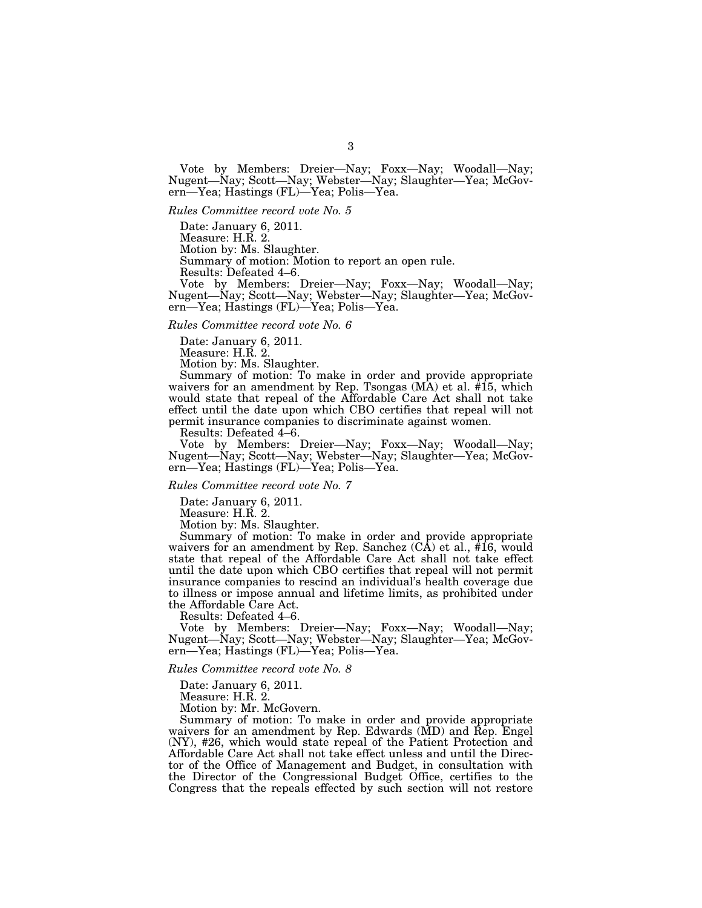Vote by Members: Dreier—Nay; Foxx—Nay; Woodall—Nay; Nugent—Nay; Scott—Nay; Webster—Nay; Slaughter—Yea; McGovern—Yea; Hastings (FL)—Yea; Polis—Yea.

*Rules Committee record vote No. 5*

Date: January 6, 2011.

Measure: H.R. 2.

Motion by: Ms. Slaughter.

Summary of motion: Motion to report an open rule.

Results: Defeated 4–6.

Vote by Members: Dreier—Nay; Foxx—Nay; Woodall—Nay; Nugent—Nay; Scott—Nay; Webster—Nay; Slaughter—Yea; McGovern—Yea; Hastings (FL)—Yea; Polis—Yea.

*Rules Committee record vote No. 6*

Date: January 6, 2011.

Measure: H.R. 2.

Motion by: Ms. Slaughter.

Summary of motion: To make in order and provide appropriate waivers for an amendment by Rep. Tsongas (MA) et al. #15, which would state that repeal of the Affordable Care Act shall not take effect until the date upon which CBO certifies that repeal will not permit insurance companies to discriminate against women.

Results: Defeated 4–6.

Vote by Members: Dreier—Nay; Foxx—Nay; Woodall—Nay; Nugent—Nay; Scott—Nay; Webster—Nay; Slaughter—Yea; McGovern—Yea; Hastings (FL)—Yea; Polis—Yea.

*Rules Committee record vote No. 7*

Date: January 6, 2011.

Measure: H.R. 2.

Motion by: Ms. Slaughter.

Summary of motion: To make in order and provide appropriate waivers for an amendment by Rep. Sanchez (CA) et al., #16, would state that repeal of the Affordable Care Act shall not take effect until the date upon which CBO certifies that repeal will not permit insurance companies to rescind an individual's health coverage due to illness or impose annual and lifetime limits, as prohibited under the Affordable Care Act.

Results: Defeated 4–6.

Vote by Members: Dreier—Nay; Foxx—Nay; Woodall—Nay; Nugent—Nay; Scott—Nay; Webster—Nay; Slaughter—Yea; McGovern—Yea; Hastings (FL)—Yea; Polis—Yea.

*Rules Committee record vote No. 8*

Date: January 6, 2011.

Measure: H.R. 2.

Motion by: Mr. McGovern.

Summary of motion: To make in order and provide appropriate waivers for an amendment by Rep. Edwards (MD) and Rep. Engel (NY), #26, which would state repeal of the Patient Protection and Affordable Care Act shall not take effect unless and until the Director of the Office of Management and Budget, in consultation with the Director of the Congressional Budget Office, certifies to the Congress that the repeals effected by such section will not restore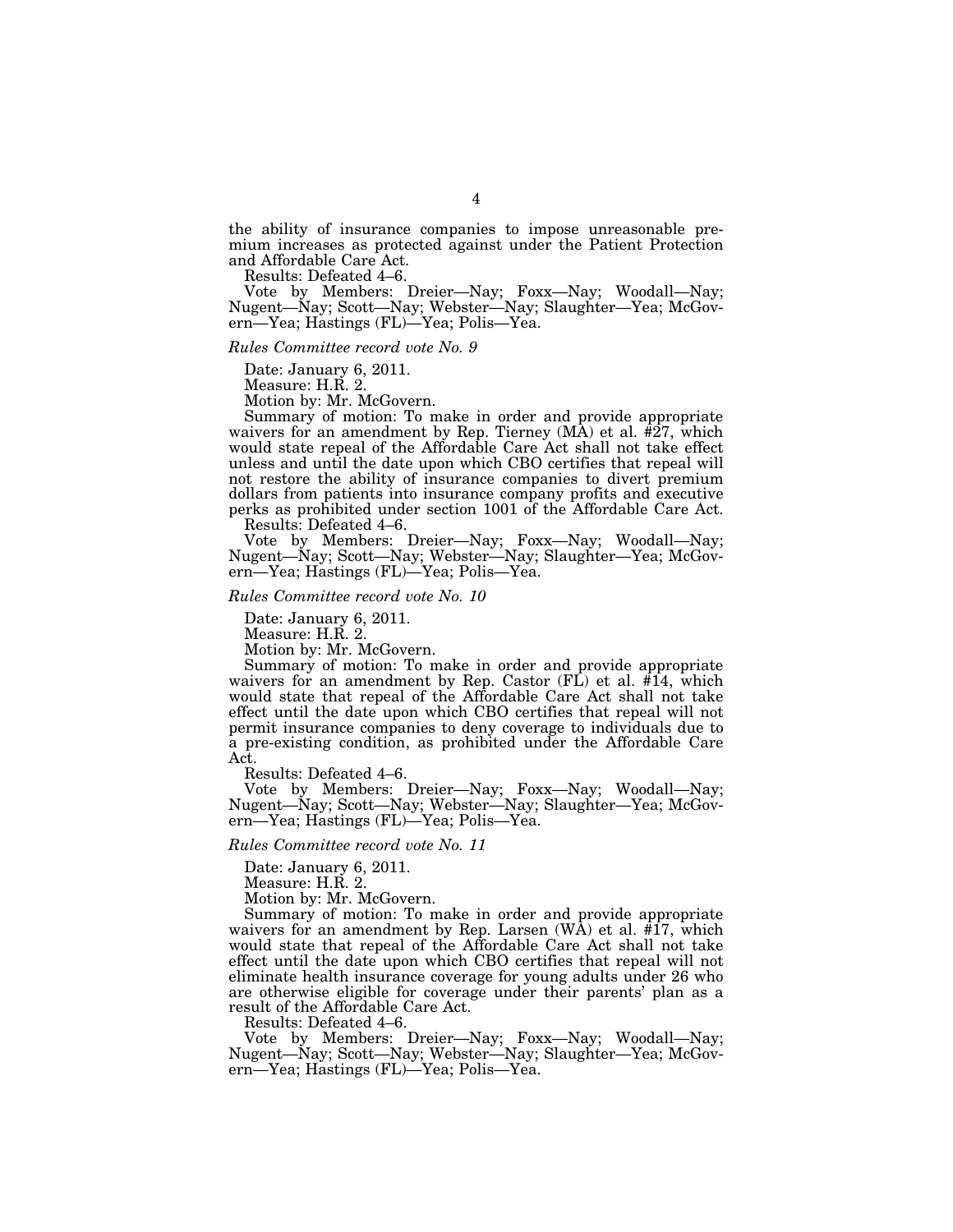the ability of insurance companies to impose unreasonable premium increases as protected against under the Patient Protection and Affordable Care Act.

Results: Defeated 4–6.

Vote by Members: Dreier—Nay; Foxx—Nay; Woodall—Nay; Nugent—Nay; Scott—Nay; Webster—Nay; Slaughter—Yea; McGovern—Yea; Hastings (FL)—Yea; Polis—Yea.

*Rules Committee record vote No. 9*

Date: January 6, 2011.

Measure: H.R. 2.

Motion by: Mr. McGovern.

Summary of motion: To make in order and provide appropriate waivers for an amendment by Rep. Tierney (MA) et al. #27, which would state repeal of the Affordable Care Act shall not take effect unless and until the date upon which CBO certifies that repeal will not restore the ability of insurance companies to divert premium dollars from patients into insurance company profits and executive perks as prohibited under section 1001 of the Affordable Care Act.

Results: Defeated 4–6.

Vote by Members: Dreier—Nay; Foxx—Nay; Woodall—Nay; Nugent—Nay; Scott—Nay; Webster—Nay; Slaughter—Yea; McGovern—Yea; Hastings (FL)—Yea; Polis—Yea.

*Rules Committee record vote No. 10*

Date: January 6, 2011.

Measure: H.R. 2.

Motion by: Mr. McGovern.

Summary of motion: To make in order and provide appropriate waivers for an amendment by Rep. Castor (FL) et al. #14, which would state that repeal of the Affordable Care Act shall not take effect until the date upon which CBO certifies that repeal will not permit insurance companies to deny coverage to individuals due to a pre-existing condition, as prohibited under the Affordable Care Act.

Results: Defeated 4–6.

Vote by Members: Dreier—Nay; Foxx—Nay; Woodall—Nay; Nugent—Nay; Scott—Nay; Webster—Nay; Slaughter—Yea; McGovern—Yea; Hastings (FL)—Yea; Polis—Yea.

*Rules Committee record vote No. 11*

Date: January 6, 2011.

Measure: H.R. 2.

Motion by: Mr. McGovern.

Summary of motion: To make in order and provide appropriate waivers for an amendment by Rep. Larsen (WA) et al. #17, which would state that repeal of the Affordable Care Act shall not take effect until the date upon which CBO certifies that repeal will not eliminate health insurance coverage for young adults under 26 who are otherwise eligible for coverage under their parents' plan as a result of the Affordable Care Act.

Results: Defeated 4–6.

Vote by Members: Dreier—Nay; Foxx—Nay; Woodall—Nay; Nugent—Nay; Scott—Nay; Webster—Nay; Slaughter—Yea; McGovern—Yea; Hastings (FL)—Yea; Polis—Yea.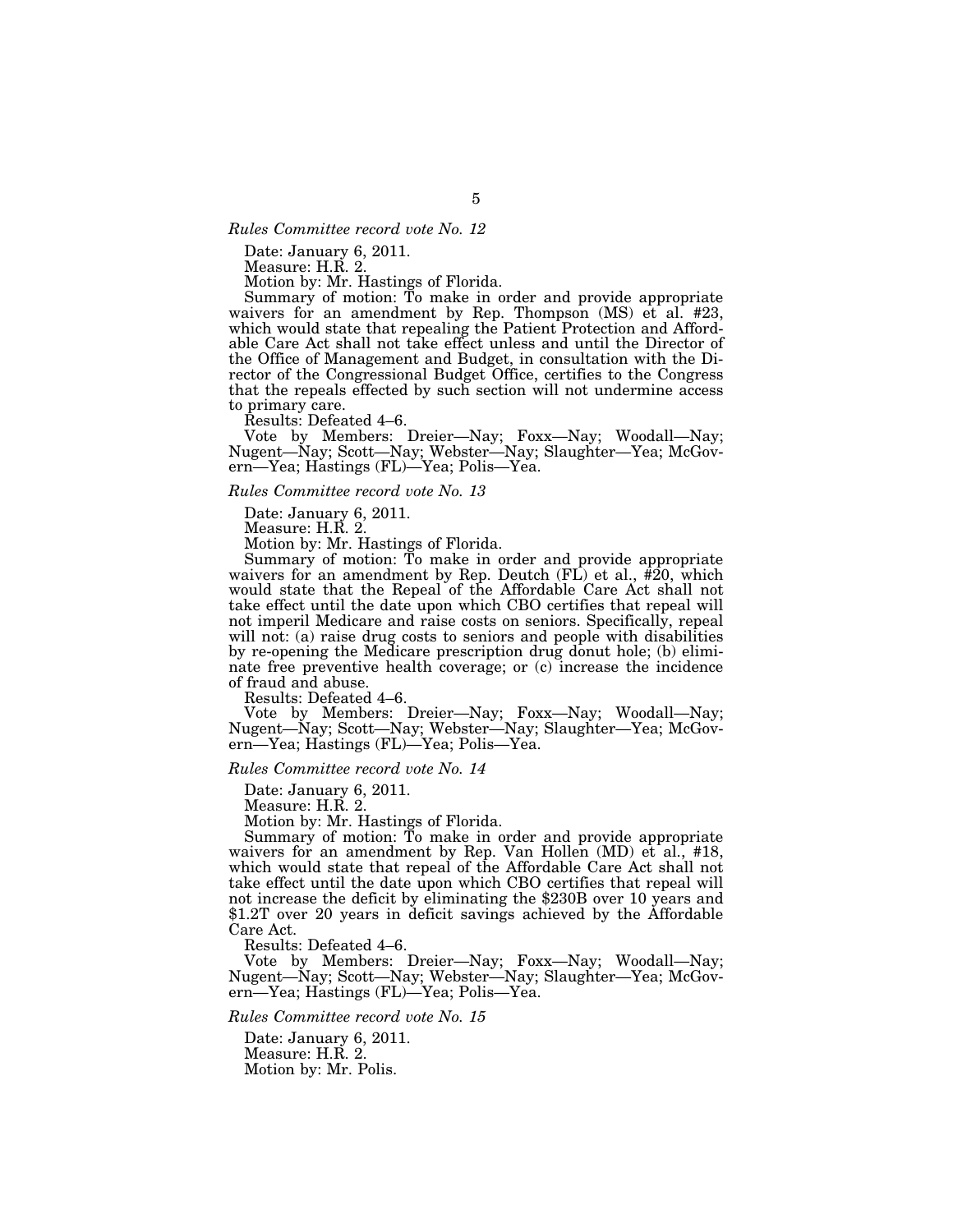*Rules Committee record vote No. 12*

Date: January 6, 2011.

Measure: H.R. 2.

Motion by: Mr. Hastings of Florida.

Summary of motion: To make in order and provide appropriate waivers for an amendment by Rep. Thompson (MS) et al. #23, which would state that repealing the Patient Protection and Affordable Care Act shall not take effect unless and until the Director of the Office of Management and Budget, in consultation with the Director of the Congressional Budget Office, certifies to the Congress that the repeals effected by such section will not undermine access to primary care.

Results: Defeated 4–6.

Vote by Members: Dreier—Nay; Foxx—Nay; Woodall—Nay; Nugent—Nay; Scott—Nay; Webster—Nay; Slaughter—Yea; McGovern—Yea; Hastings (FL)—Yea; Polis—Yea.

*Rules Committee record vote No. 13*

Date: January 6, 2011.

Measure: H.R. 2.

Motion by: Mr. Hastings of Florida.

Summary of motion: To make in order and provide appropriate waivers for an amendment by Rep. Deutch (FL) et al., #20, which would state that the Repeal of the Affordable Care Act shall not take effect until the date upon which CBO certifies that repeal will not imperil Medicare and raise costs on seniors. Specifically, repeal will not: (a) raise drug costs to seniors and people with disabilities by re-opening the Medicare prescription drug donut hole; (b) eliminate free preventive health coverage; or (c) increase the incidence of fraud and abuse.

Results: Defeated 4–6.

Vote by Members: Dreier—Nay; Foxx—Nay; Woodall—Nay; Nugent—Nay; Scott—Nay; Webster—Nay; Slaughter—Yea; McGovern—Yea; Hastings (FL)—Yea; Polis—Yea.

*Rules Committee record vote No. 14*

Date: January 6, 2011.

Measure: H.R. 2.

Motion by: Mr. Hastings of Florida.

Summary of motion: To make in order and provide appropriate waivers for an amendment by Rep. Van Hollen (MD) et al., #18, which would state that repeal of the Affordable Care Act shall not take effect until the date upon which CBO certifies that repeal will not increase the deficit by eliminating the $230B over 10 years and $1.2T over 20 years in deficit savings achieved by the Affordable Care Act.

Results: Defeated 4–6.

Vote by Members: Dreier—Nay; Foxx—Nay; Woodall—Nay; Nugent—Nay; Scott—Nay; Webster—Nay; Slaughter—Yea; McGovern—Yea; Hastings (FL)—Yea; Polis—Yea.

*Rules Committee record vote No. 15*

Date: January 6, 2011.

Measure: H.R. 2.

Motion by: Mr. Polis.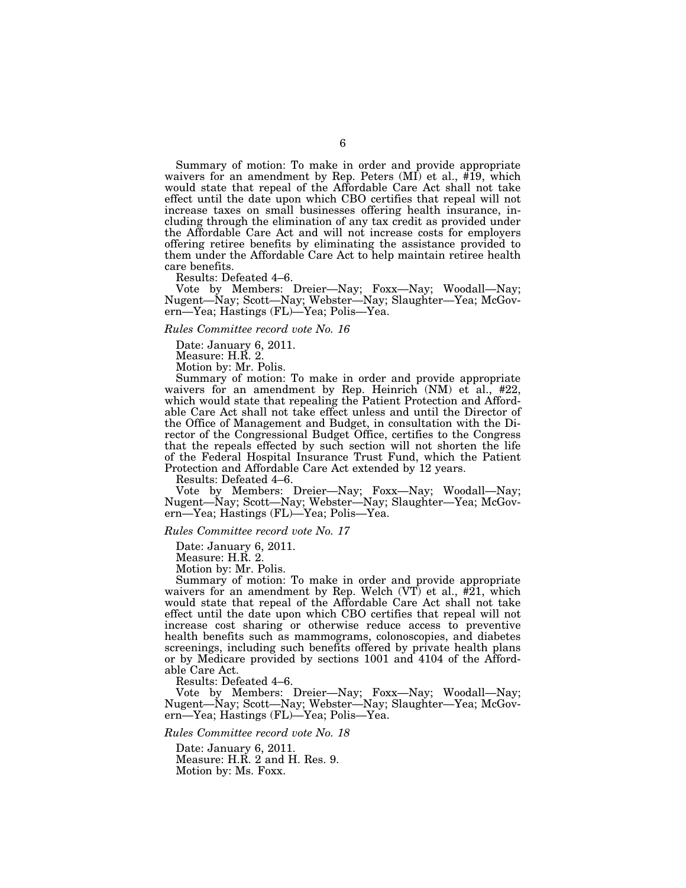Summary of motion: To make in order and provide appropriate waivers for an amendment by Rep. Peters (MI) et al., #19, which would state that repeal of the Affordable Care Act shall not take effect until the date upon which CBO certifies that repeal will not increase taxes on small businesses offering health insurance, including through the elimination of any tax credit as provided under the Affordable Care Act and will not increase costs for employers offering retiree benefits by eliminating the assistance provided to them under the Affordable Care Act to help maintain retiree health care benefits.

Results: Defeated 4–6.

Vote by Members: Dreier—Nay; Foxx—Nay; Woodall—Nay; Nugent—Nay; Scott—Nay; Webster—Nay; Slaughter—Yea; McGovern—Yea; Hastings (FL)—Yea; Polis—Yea.

*Rules Committee record vote No. 16*

Date: January 6, 2011.

Measure: H.R. 2.

Motion by: Mr. Polis.

Summary of motion: To make in order and provide appropriate waivers for an amendment by Rep. Heinrich (NM) et al., #22, which would state that repealing the Patient Protection and Affordable Care Act shall not take effect unless and until the Director of the Office of Management and Budget, in consultation with the Director of the Congressional Budget Office, certifies to the Congress that the repeals effected by such section will not shorten the life of the Federal Hospital Insurance Trust Fund, which the Patient Protection and Affordable Care Act extended by 12 years.

Results: Defeated 4–6.

Vote by Members: Dreier—Nay; Foxx—Nay; Woodall—Nay; Nugent—Nay; Scott—Nay; Webster—Nay; Slaughter—Yea; McGovern—Yea; Hastings (FL)—Yea; Polis—Yea.

*Rules Committee record vote No. 17*

Date: January 6, 2011.

Measure: H.R. 2.

Motion by: Mr. Polis.

Summary of motion: To make in order and provide appropriate waivers for an amendment by Rep. Welch (VT) et al., #21, which would state that repeal of the Affordable Care Act shall not take effect until the date upon which CBO certifies that repeal will not increase cost sharing or otherwise reduce access to preventive health benefits such as mammograms, colonoscopies, and diabetes screenings, including such benefits offered by private health plans or by Medicare provided by sections 1001 and 4104 of the Affordable Care Act.

Results: Defeated 4–6.

Vote by Members: Dreier—Nay; Foxx—Nay; Woodall—Nay; Nugent—Nay; Scott—Nay; Webster—Nay; Slaughter—Yea; McGovern—Yea; Hastings (FL)—Yea; Polis—Yea.

*Rules Committee record vote No. 18*

Date: January 6, 2011.

Measure: H.R. 2 and H. Res. 9.

Motion by: Ms. Foxx.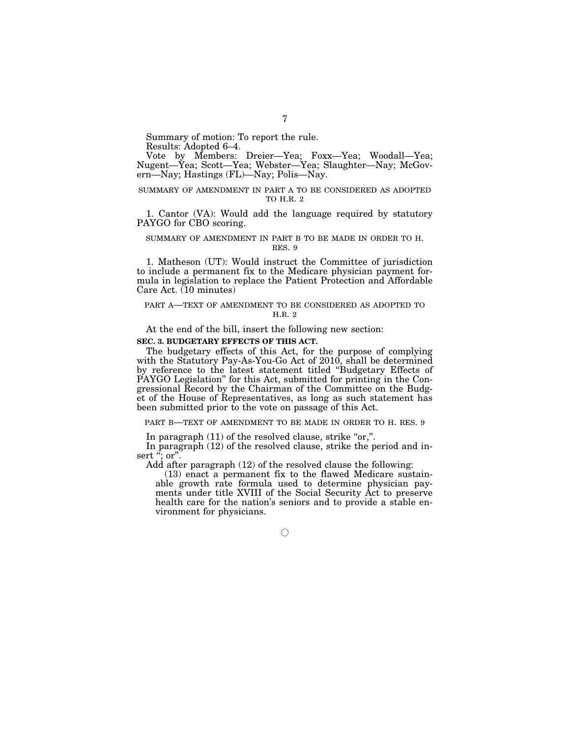Summary of motion: To report the rule.

Results: Adopted 6–4.

Vote by Members: Dreier—Yea; Foxx—Yea; Woodall—Yea; Nugent—Yea; Scott—Yea; Webster—Yea; Slaughter—Nay; McGovern—Nay; Hastings (FL)—Nay; Polis—Nay.

SUMMARY OF AMENDMENT IN PART A TO BE CONSIDERED AS ADOPTED TO H.R. 2

1. Cantor (VA): Would add the language required by statutory PAYGO for CBO scoring.

SUMMARY OF AMENDMENT IN PART B TO BE MADE IN ORDER TO H. RES. 9

1. Matheson (UT): Would instruct the Committee of jurisdiction to include a permanent fix to the Medicare physician payment formula in legislation to replace the Patient Protection and Affordable Care Act. (10 minutes)

PART A—TEXT OF AMENDMENT TO BE CONSIDERED AS ADOPTED TO H.R. 2

At the end of the bill, insert the following new section:

**SEC. 3. BUDGETARY EFFECTS OF THIS ACT.**

The budgetary effects of this Act, for the purpose of complying with the Statutory Pay-As-You-Go Act of 2010, shall be determined by reference to the latest statement titled "Budgetary Effects of PAYGO Legislation" for this Act, submitted for printing in the Congressional Record by the Chairman of the Committee on the Budget of the House of Representatives, as long as such statement has been submitted prior to the vote on passage of this Act.

PART B—TEXT OF AMENDMENT TO BE MADE IN ORDER TO H. RES. 9

In paragraph (11) of the resolved clause, strike "or,".

In paragraph (12) of the resolved clause, strike the period and insert "; or".

Add after paragraph (12) of the resolved clause the following:

(13) enact a permanent fix to the flawed Medicare sustainable growth rate formula used to determine physician payments under title XVIII of the Social Security Act to preserve health care for the nation's seniors and to provide a stable environment for physicians.